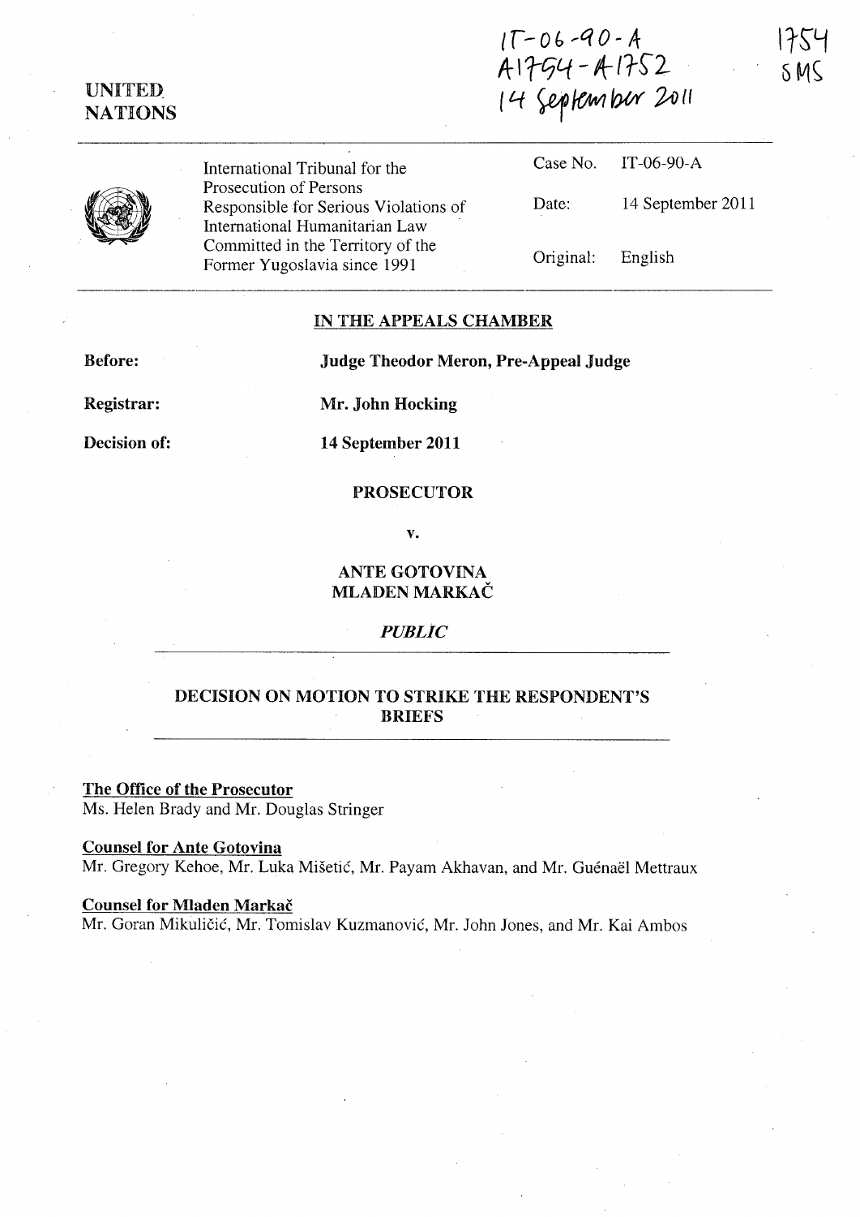IT-06-90-A
A1754 - A1752
14 September 2011

1754
SMS

UNITED NATIONS

International Tribunal for the Prosecution of Persons Responsible for Serious Violations of International Humanitarian Law Committed in the Territory of the Former Yugoslavia since 1991

| | |
|---|---|
| Case No. | IT-06-90-A |
| Date: | 14 September 2011 |
| Original: | English |

## IN THE APPEALS CHAMBER

**Before:** **Judge Theodor Meron, Pre-Appeal Judge**

**Registrar:** **Mr. John Hocking**

**Decision of:** **14 September 2011**

**PROSECUTOR**

**v.**

**ANTE GOTOVINA**
**MLADEN MARKAČ**

***PUBLIC***

## DECISION ON MOTION TO STRIKE THE RESPONDENT'S BRIEFS

**The Office of the Prosecutor**
Ms. Helen Brady and Mr. Douglas Stringer

**Counsel for Ante Gotovina**
Mr. Gregory Kehoe, Mr. Luka Mišetić, Mr. Payam Akhavan, and Mr. Guénaël Mettraux

**Counsel for Mladen Markač**
Mr. Goran Mikuličić, Mr. Tomislav Kuzmanović, Mr. John Jones, and Mr. Kai Ambos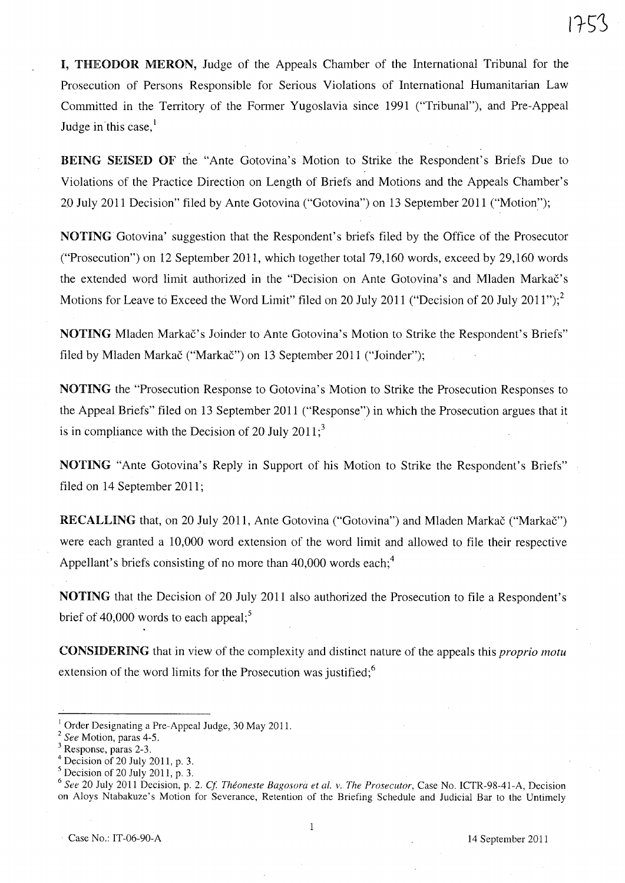**I, THEODOR MERON,** Judge of the Appeals Chamber of the International Tribunal for the Prosecution of Persons Responsible for Serious Violations of International Humanitarian Law Committed in the Territory of the Former Yugoslavia since 1991 ("Tribunal"), and Pre-Appeal Judge in this case,[1]

**BEING SEISED OF** the "Ante Gotovina's Motion to Strike the Respondent's Briefs Due to Violations of the Practice Direction on Length of Briefs and Motions and the Appeals Chamber's 20 July 2011 Decision" filed by Ante Gotovina ("Gotovina") on 13 September 2011 ("Motion");

**NOTING** Gotovina' suggestion that the Respondent's briefs filed by the Office of the Prosecutor ("Prosecution") on 12 September 2011, which together total 79,160 words, exceed by 29,160 words the extended word limit authorized in the "Decision on Ante Gotovina's and Mladen Markač's Motions for Leave to Exceed the Word Limit" filed on 20 July 2011 ("Decision of 20 July 2011");[2]

**NOTING** Mladen Markač's Joinder to Ante Gotovina's Motion to Strike the Respondent's Briefs" filed by Mladen Markač ("Markač") on 13 September 2011 ("Joinder");

**NOTING** the "Prosecution Response to Gotovina's Motion to Strike the Prosecution Responses to the Appeal Briefs" filed on 13 September 2011 ("Response") in which the Prosecution argues that it is in compliance with the Decision of 20 July 2011;[3]

**NOTING** "Ante Gotovina's Reply in Support of his Motion to Strike the Respondent's Briefs" filed on 14 September 2011;

**RECALLING** that, on 20 July 2011, Ante Gotovina ("Gotovina") and Mladen Markač ("Markač") were each granted a 10,000 word extension of the word limit and allowed to file their respective Appellant's briefs consisting of no more than 40,000 words each;[4]

**NOTING** that the Decision of 20 July 2011 also authorized the Prosecution to file a Respondent's brief of 40,000 words to each appeal;[5]

**CONSIDERING** that in view of the complexity and distinct nature of the appeals this *proprio motu* extension of the word limits for the Prosecution was justified;[6]

---

[1] Order Designating a Pre-Appeal Judge, 30 May 2011.

[2] *See* Motion, paras 4-5.

[3] Response, paras 2-3.

[4] Decision of 20 July 2011, p. 3.

[5] Decision of 20 July 2011, p. 3.

[6] *See* 20 July 2011 Decision, p. 2. *Cf. Théoneste Bagosora et al. v. The Prosecutor*, Case No. ICTR-98-41-A, Decision on Aloys Ntabakuze's Motion for Severance, Retention of the Briefing Schedule and Judicial Bar to the Untimely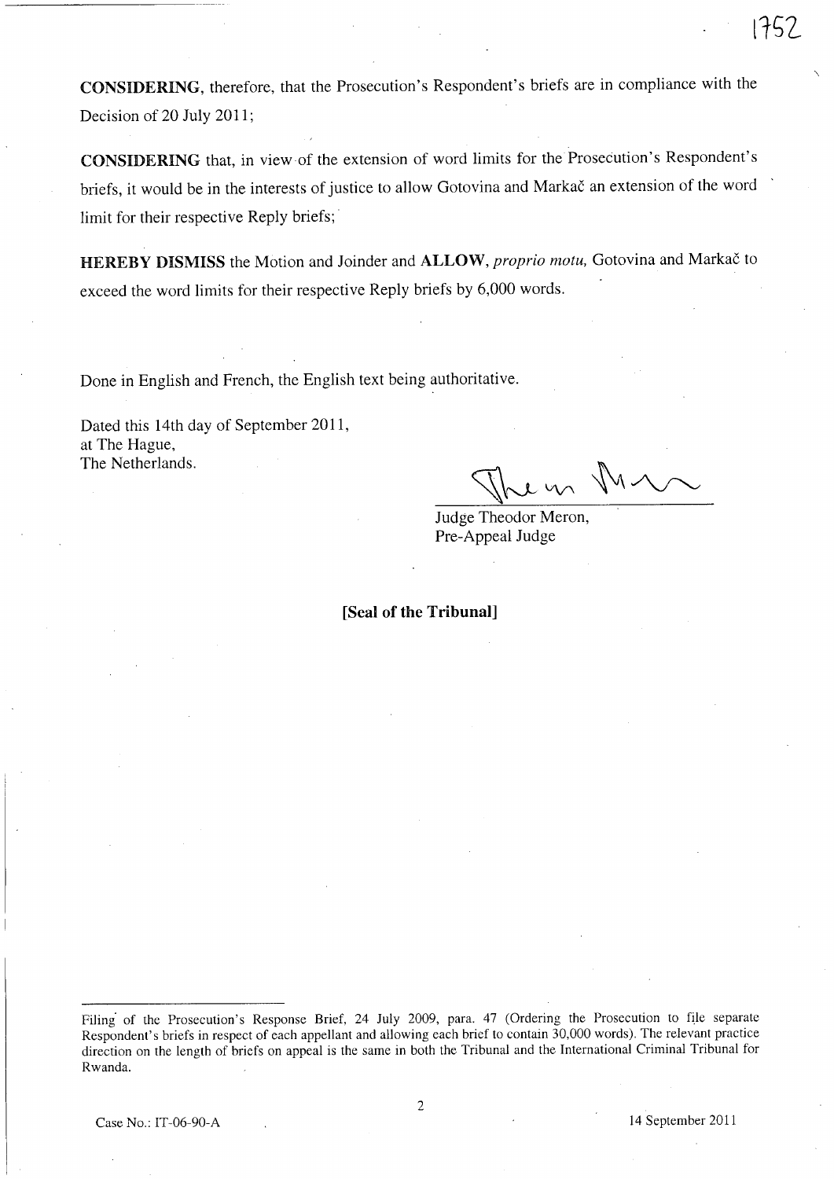**CONSIDERING**, therefore, that the Prosecution's Respondent's briefs are in compliance with the Decision of 20 July 2011;

**CONSIDERING** that, in view of the extension of word limits for the Prosecution's Respondent's briefs, it would be in the interests of justice to allow Gotovina and Markač an extension of the word limit for their respective Reply briefs;

**HEREBY DISMISS** the Motion and Joinder and **ALLOW**, *proprio motu,* Gotovina and Markač to exceed the word limits for their respective Reply briefs by 6,000 words.

Done in English and French, the English text being authoritative.

Dated this 14th day of September 2011,
at The Hague,
The Netherlands.

Judge Theodor Meron,
Pre-Appeal Judge

**[Seal of the Tribunal]**

---

Filing of the Prosecution's Response Brief, 24 July 2009, para. 47 (Ordering the Prosecution to file separate Respondent's briefs in respect of each appellant and allowing each brief to contain 30,000 words). The relevant practice direction on the length of briefs on appeal is the same in both the Tribunal and the International Criminal Tribunal for Rwanda.

Case No.: IT-06-90-A | 14 September 2011